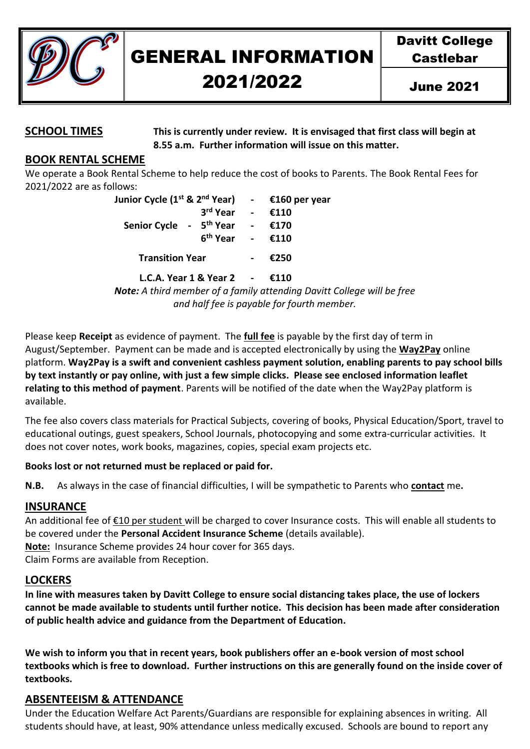# GENERAL INFORMATION 2021/2022

**Davitt College Castlebar**

**June 2021**

## SCHOOL TIMES

**This is currently under review. It is envisaged that first class will begin at 8.55 a.m. Further information will issue on this matter.**

## BOOK RENTAL SCHEME

We operate a Book Rental Scheme to help reduce the cost of books to Parents. The Book Rental Fees for 2021/2022 are as follows:

| | | | |
|---|---|---|---|
| **Junior Cycle (1st & 2nd Year)** | | - | **€160 per year** |
| | **3rd Year** | - | **€110** |
| **Senior Cycle -** | **5th Year** | - | **€170** |
| | **6th Year** | - | **€110** |
| **Transition Year** | | - | **€250** |
| **L.C.A. Year 1 & Year 2** | | - | **€110** |

***Note:*** *A third member of a family attending Davitt College will be free and half fee is payable for fourth member.*

Please keep **Receipt** as evidence of payment. The **full fee** is payable by the first day of term in August/September. Payment can be made and is accepted electronically by using the **Way2Pay** online platform. **Way2Pay is a swift and convenient cashless payment solution, enabling parents to pay school bills by text instantly or pay online, with just a few simple clicks. Please see enclosed information leaflet relating to this method of payment**. Parents will be notified of the date when the Way2Pay platform is available.

The fee also covers class materials for Practical Subjects, covering of books, Physical Education/Sport, travel to educational outings, guest speakers, School Journals, photocopying and some extra-curricular activities. It does not cover notes, work books, magazines, copies, special exam projects etc.

**Books lost or not returned must be replaced or paid for.**

**N.B.** As always in the case of financial difficulties, I will be sympathetic to Parents who **contact** me**.**

## INSURANCE

An additional fee of €10 per student will be charged to cover Insurance costs. This will enable all students to be covered under the **Personal Accident Insurance Scheme** (details available).
**Note:** Insurance Scheme provides 24 hour cover for 365 days.
Claim Forms are available from Reception.

## LOCKERS

**In line with measures taken by Davitt College to ensure social distancing takes place, the use of lockers cannot be made available to students until further notice. This decision has been made after consideration of public health advice and guidance from the Department of Education.**

**We wish to inform you that in recent years, book publishers offer an e-book version of most school textbooks which is free to download. Further instructions on this are generally found on the inside cover of textbooks.**

## ABSENTEEISM & ATTENDANCE

Under the Education Welfare Act Parents/Guardians are responsible for explaining absences in writing. All students should have, at least, 90% attendance unless medically excused. Schools are bound to report any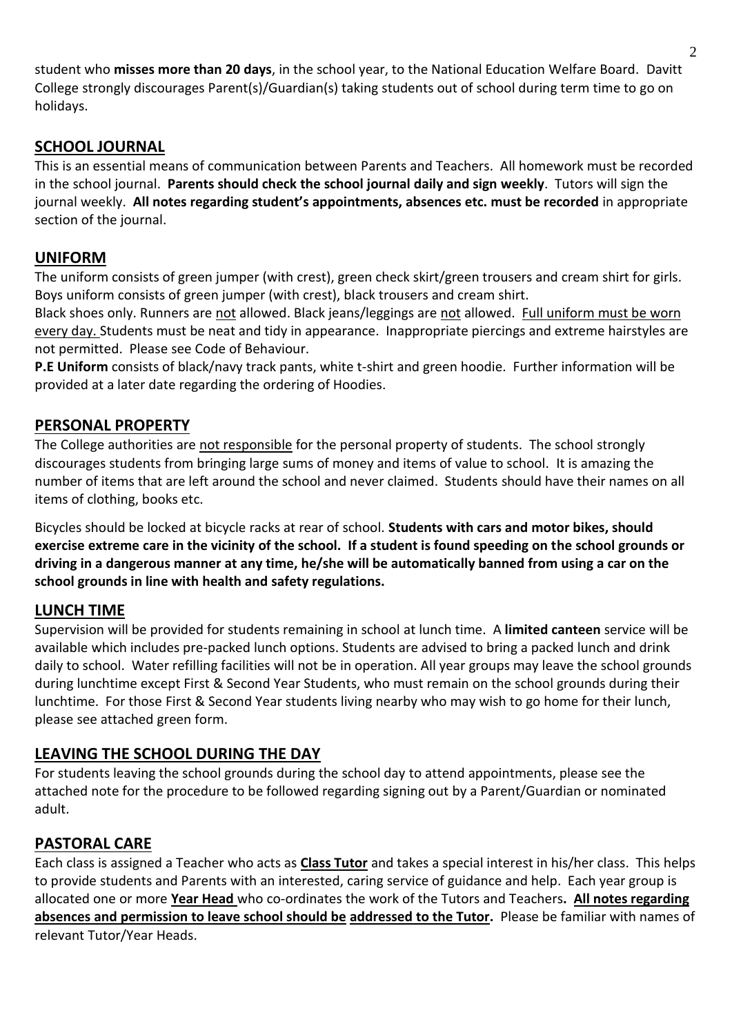student who **misses more than 20 days**, in the school year, to the National Education Welfare Board. Davitt College strongly discourages Parent(s)/Guardian(s) taking students out of school during term time to go on holidays.

## SCHOOL JOURNAL

This is an essential means of communication between Parents and Teachers. All homework must be recorded in the school journal. **Parents should check the school journal daily and sign weekly**. Tutors will sign the journal weekly. **All notes regarding student's appointments, absences etc. must be recorded** in appropriate section of the journal.

## UNIFORM

The uniform consists of green jumper (with crest), green check skirt/green trousers and cream shirt for girls. Boys uniform consists of green jumper (with crest), black trousers and cream shirt.

Black shoes only. Runners are not allowed. Black jeans/leggings are not allowed. Full uniform must be worn every day. Students must be neat and tidy in appearance. Inappropriate piercings and extreme hairstyles are not permitted. Please see Code of Behaviour.

**P.E Uniform** consists of black/navy track pants, white t-shirt and green hoodie. Further information will be provided at a later date regarding the ordering of Hoodies.

## PERSONAL PROPERTY

The College authorities are not responsible for the personal property of students. The school strongly discourages students from bringing large sums of money and items of value to school. It is amazing the number of items that are left around the school and never claimed. Students should have their names on all items of clothing, books etc.

Bicycles should be locked at bicycle racks at rear of school. **Students with cars and motor bikes, should exercise extreme care in the vicinity of the school. If a student is found speeding on the school grounds or driving in a dangerous manner at any time, he/she will be automatically banned from using a car on the school grounds in line with health and safety regulations.**

## LUNCH TIME

Supervision will be provided for students remaining in school at lunch time. A **limited canteen** service will be available which includes pre-packed lunch options. Students are advised to bring a packed lunch and drink daily to school. Water refilling facilities will not be in operation. All year groups may leave the school grounds during lunchtime except First & Second Year Students, who must remain on the school grounds during their lunchtime. For those First & Second Year students living nearby who may wish to go home for their lunch, please see attached green form.

## LEAVING THE SCHOOL DURING THE DAY

For students leaving the school grounds during the school day to attend appointments, please see the attached note for the procedure to be followed regarding signing out by a Parent/Guardian or nominated adult.

## PASTORAL CARE

Each class is assigned a Teacher who acts as **Class Tutor** and takes a special interest in his/her class. This helps to provide students and Parents with an interested, caring service of guidance and help. Each year group is allocated one or more **Year Head** who co-ordinates the work of the Tutors and Teachers**. All notes regarding absences and permission to leave school should be addressed to the Tutor.** Please be familiar with names of relevant Tutor/Year Heads.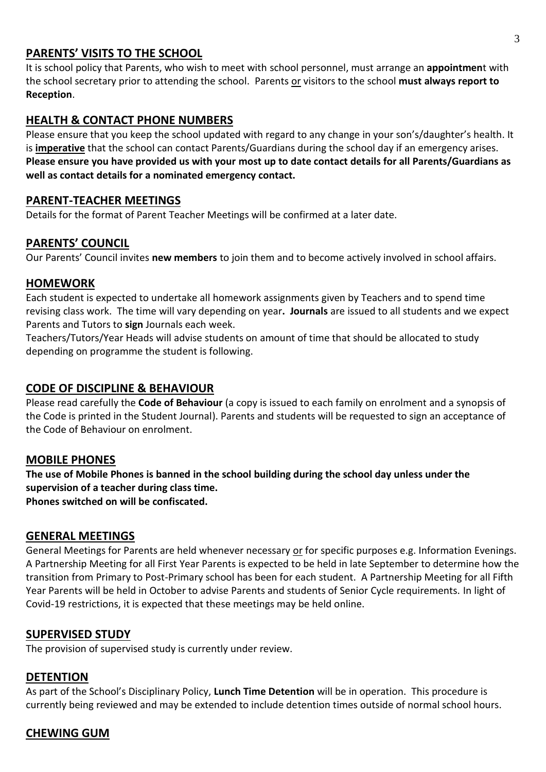## PARENTS' VISITS TO THE SCHOOL

It is school policy that Parents, who wish to meet with school personnel, must arrange an **appointmen**t with the school secretary prior to attending the school. Parents or visitors to the school **must always report to Reception**.

## HEALTH & CONTACT PHONE NUMBERS

Please ensure that you keep the school updated with regard to any change in your son's/daughter's health. It is **imperative** that the school can contact Parents/Guardians during the school day if an emergency arises. **Please ensure you have provided us with your most up to date contact details for all Parents/Guardians as well as contact details for a nominated emergency contact.**

## PARENT-TEACHER MEETINGS

Details for the format of Parent Teacher Meetings will be confirmed at a later date.

## PARENTS' COUNCIL

Our Parents' Council invites **new members** to join them and to become actively involved in school affairs.

## HOMEWORK

Each student is expected to undertake all homework assignments given by Teachers and to spend time revising class work. The time will vary depending on year**. Journals** are issued to all students and we expect Parents and Tutors to **sign** Journals each week.

Teachers/Tutors/Year Heads will advise students on amount of time that should be allocated to study depending on programme the student is following.

## CODE OF DISCIPLINE & BEHAVIOUR

Please read carefully the **Code of Behaviour** (a copy is issued to each family on enrolment and a synopsis of the Code is printed in the Student Journal). Parents and students will be requested to sign an acceptance of the Code of Behaviour on enrolment.

## MOBILE PHONES

**The use of Mobile Phones is banned in the school building during the school day unless under the supervision of a teacher during class time.**
**Phones switched on will be confiscated.**

## GENERAL MEETINGS

General Meetings for Parents are held whenever necessary or for specific purposes e.g. Information Evenings. A Partnership Meeting for all First Year Parents is expected to be held in late September to determine how the transition from Primary to Post-Primary school has been for each student. A Partnership Meeting for all Fifth Year Parents will be held in October to advise Parents and students of Senior Cycle requirements. In light of Covid-19 restrictions, it is expected that these meetings may be held online.

## SUPERVISED STUDY

The provision of supervised study is currently under review.

## DETENTION

As part of the School's Disciplinary Policy, **Lunch Time Detention** will be in operation. This procedure is currently being reviewed and may be extended to include detention times outside of normal school hours.

## CHEWING GUM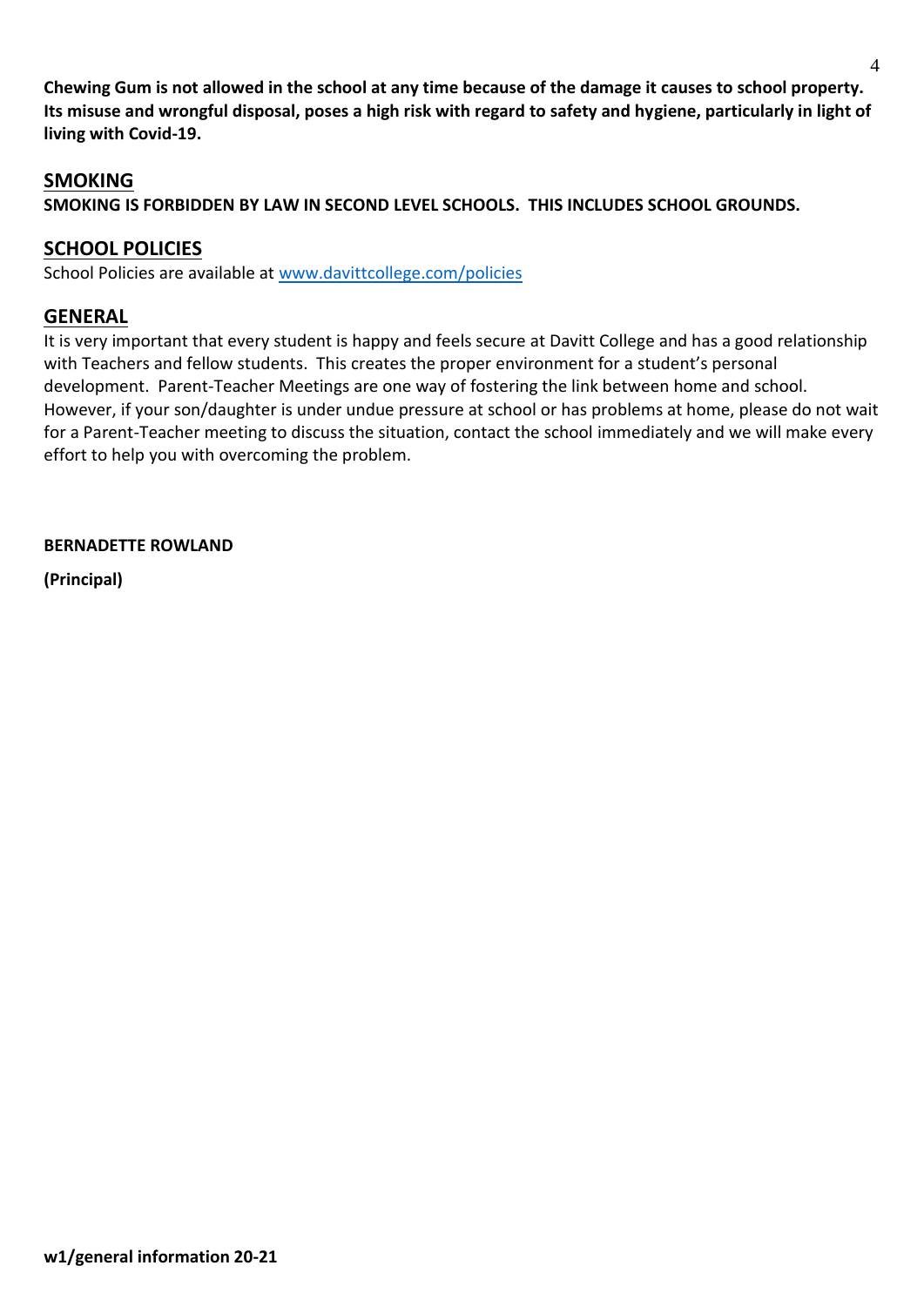**Chewing Gum is not allowed in the school at any time because of the damage it causes to school property. Its misuse and wrongful disposal, poses a high risk with regard to safety and hygiene, particularly in light of living with Covid-19.**

## SMOKING

**SMOKING IS FORBIDDEN BY LAW IN SECOND LEVEL SCHOOLS. THIS INCLUDES SCHOOL GROUNDS.**

## SCHOOL POLICIES

School Policies are available at [www.davittcollege.com/policies](www.davittcollege.com/policies)

## GENERAL

It is very important that every student is happy and feels secure at Davitt College and has a good relationship with Teachers and fellow students. This creates the proper environment for a student's personal development. Parent-Teacher Meetings are one way of fostering the link between home and school. However, if your son/daughter is under undue pressure at school or has problems at home, please do not wait for a Parent-Teacher meeting to discuss the situation, contact the school immediately and we will make every effort to help you with overcoming the problem.

**BERNADETTE ROWLAND**

**(Principal)**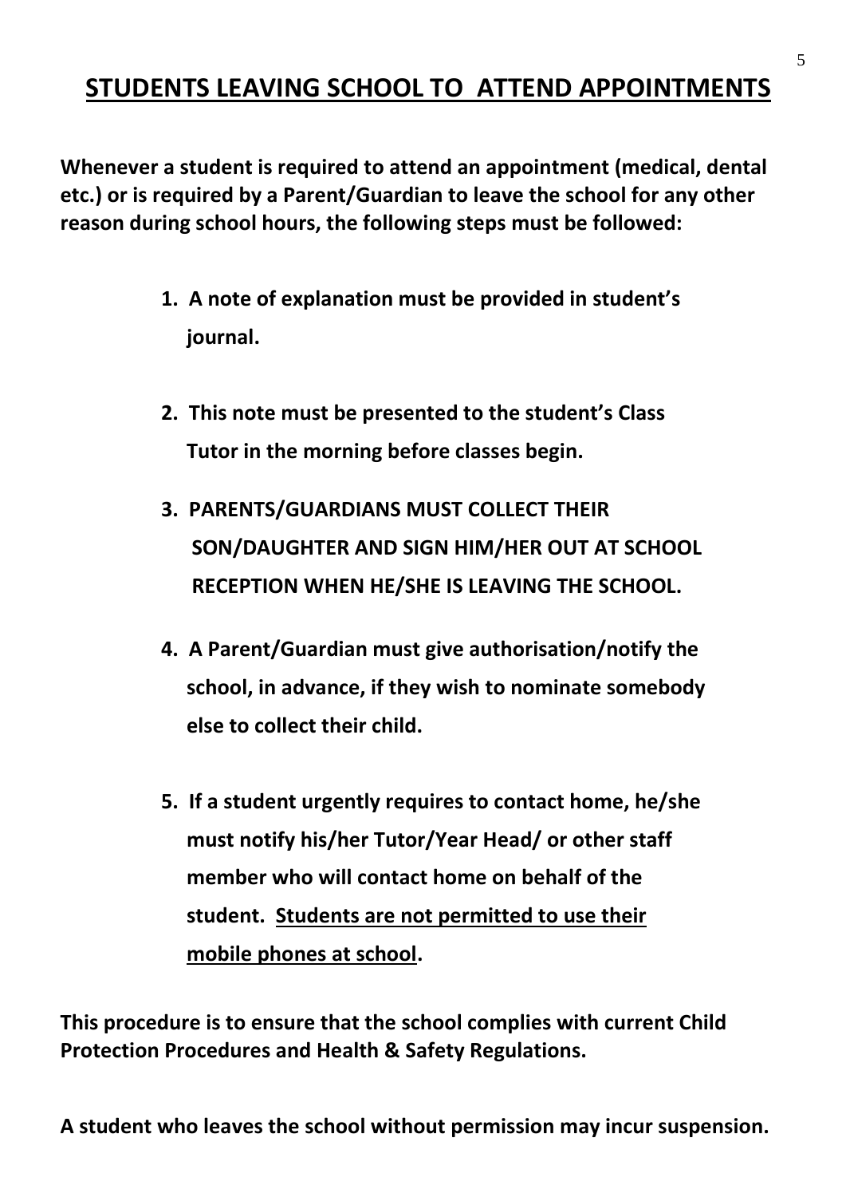# STUDENTS LEAVING SCHOOL TO ATTEND APPOINTMENTS

**Whenever a student is required to attend an appointment (medical, dental etc.) or is required by a Parent/Guardian to leave the school for any other reason during school hours, the following steps must be followed:**

1. **A note of explanation must be provided in student's journal.**
2. **This note must be presented to the student's Class Tutor in the morning before classes begin.**
3. **PARENTS/GUARDIANS MUST COLLECT THEIR SON/DAUGHTER AND SIGN HIM/HER OUT AT SCHOOL RECEPTION WHEN HE/SHE IS LEAVING THE SCHOOL.**
4. **A Parent/Guardian must give authorisation/notify the school, in advance, if they wish to nominate somebody else to collect their child.**
5. **If a student urgently requires to contact home, he/she must notify his/her Tutor/Year Head/ or other staff member who will contact home on behalf of the student. <u>Students are not permitted to use their mobile phones at school</u>.**

**This procedure is to ensure that the school complies with current Child Protection Procedures and Health & Safety Regulations.**

**A student who leaves the school without permission may incur suspension.**